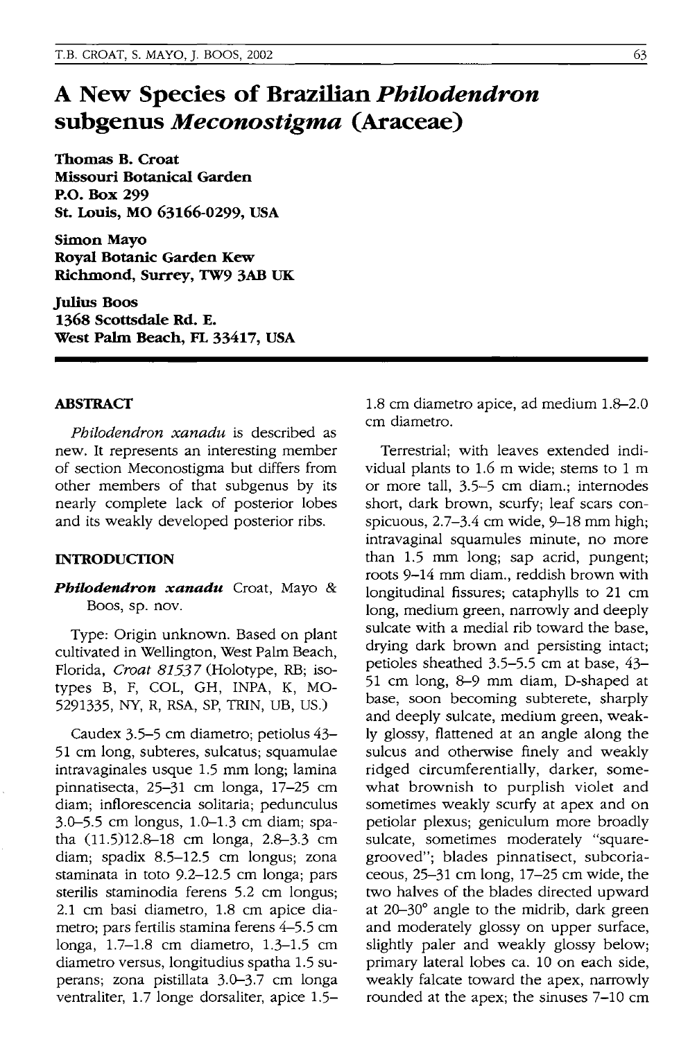# A New Species of Brazilian *Philodendron* subgenus *Meconostigma* (Araceae)

**Thomas B. Croat**
**Missouri Botanical Garden**
**P.O. Box 299**
**St. Louis, MO 63166-0299, USA**

**Simon Mayo**
**Royal Botanic Garden Kew**
**Richmond, Surrey, TW9 3AB UK**

**Julius Boos**
**1368 Scottsdale Rd. E.**
**West Palm Beach, FL 33417, USA**

## ABSTRACT

*Philodendron xanadu* is described as new. It represents an interesting member of section Meconostigma but differs from other members of that subgenus by its nearly complete lack of posterior lobes and its weakly developed posterior ribs.

## INTRODUCTION

***Philodendron xanadu*** Croat, Mayo & Boos, sp. nov.

Type: Origin unknown. Based on plant cultivated in Wellington, West Palm Beach, Florida, *Croat 81537* (Holotype, RB; isotypes B, F, COL, GH, INPA, K, MO-5291335, NY, R, RSA, SP, TRIN, UB, US.)

Caudex 3.5–5 cm diametro; petiolus 43–51 cm long, subteres, sulcatus; squamulae intravaginales usque 1.5 mm long; lamina pinnatisecta, 25–31 cm longa, 17–25 cm diam; inflorescencia solitaria; pedunculus 3.0–5.5 cm longus, 1.0–1.3 cm diam; spatha (11.5)12.8–18 cm longa, 2.8–3.3 cm diam; spadix 8.5–12.5 cm longus; zona staminata in toto 9.2–12.5 cm longa; pars sterilis staminodia ferens 5.2 cm longus; 2.1 cm basi diametro, 1.8 cm apice diametro; pars fertilis stamina ferens 4–5.5 cm longa, 1.7–1.8 cm diametro, 1.3–1.5 cm diametro versus, longitudius spatha 1.5 superans; zona pistillata 3.0–3.7 cm longa ventraliter, 1.7 longe dorsaliter, apice 1.5–1.8 cm diametro apice, ad medium 1.8–2.0 cm diametro.

Terrestrial; with leaves extended individual plants to 1.6 m wide; stems to 1 m or more tall, 3.5–5 cm diam.; internodes short, dark brown, scurfy; leaf scars conspicuous, 2.7–3.4 cm wide, 9–18 mm high; intravaginal squamules minute, no more than 1.5 mm long; sap acrid, pungent; roots 9–14 mm diam., reddish brown with longitudinal fissures; cataphylls to 21 cm long, medium green, narrowly and deeply sulcate with a medial rib toward the base, drying dark brown and persisting intact; petioles sheathed 3.5–5.5 cm at base, 43–51 cm long, 8–9 mm diam, D-shaped at base, soon becoming subterete, sharply and deeply sulcate, medium green, weakly glossy, flattened at an angle along the sulcus and otherwise finely and weakly ridged circumferentially, darker, somewhat brownish to purplish violet and sometimes weakly scurfy at apex and on petiolar plexus; geniculum more broadly sulcate, sometimes moderately "square-grooved"; blades pinnatisect, subcoriaceous, 25–31 cm long, 17–25 cm wide, the two halves of the blades directed upward at 20–30° angle to the midrib, dark green and moderately glossy on upper surface, slightly paler and weakly glossy below; primary lateral lobes ca. 10 on each side, weakly falcate toward the apex, narrowly rounded at the apex; the sinuses 7–10 cm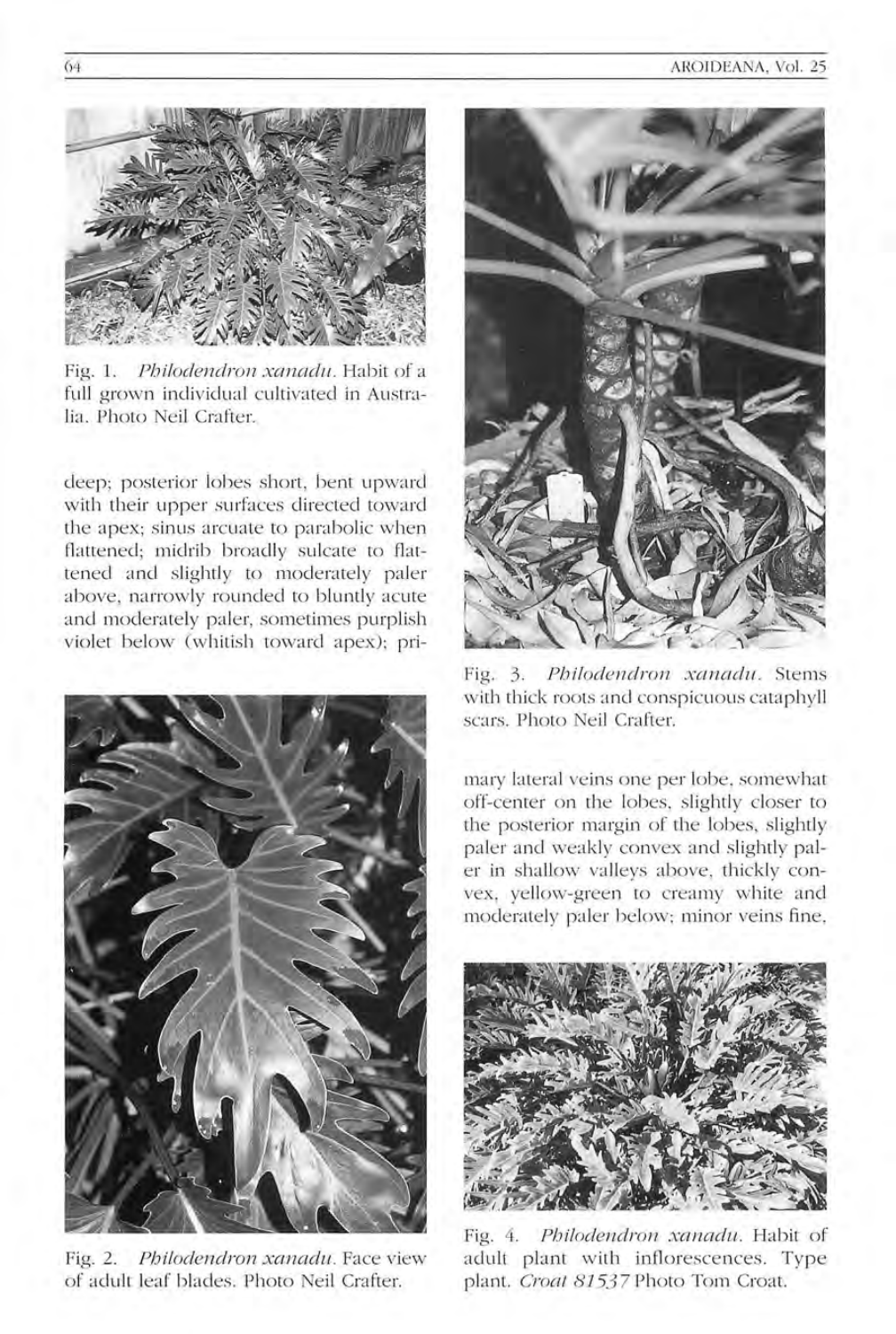Fig. 1. *Philodendron xanadu*. Habit of a full grown individual cultivated in Australia. Photo Neil Crafter.

deep; posterior lobes short, bent upward with their upper surfaces directed toward the apex; sinus arcuate to parabolic when flattened; midrib broadly sulcate to flattened and slightly to moderately paler above, narrowly rounded to bluntly acute and moderately paler, sometimes purplish violet below (whitish toward apex); primary lateral veins one per lobe, somewhat off-center on the lobes, slightly closer to the posterior margin of the lobes, slightly paler and weakly convex and slightly paler in shallow valleys above, thickly convex, yellow-green to creamy white and moderately paler below; minor veins fine,

Fig. 2. *Philodendron xanadu*. Face view of adult leaf blades. Photo Neil Crafter.

Fig. 3. *Philodendron xanadu*. Stems with thick roots and conspicuous cataphyll scars. Photo Neil Crafter.

Fig. 4. *Philodendron xanadu*. Habit of adult plant with inflorescences. Type plant. *Croat 81537* Photo Tom Croat.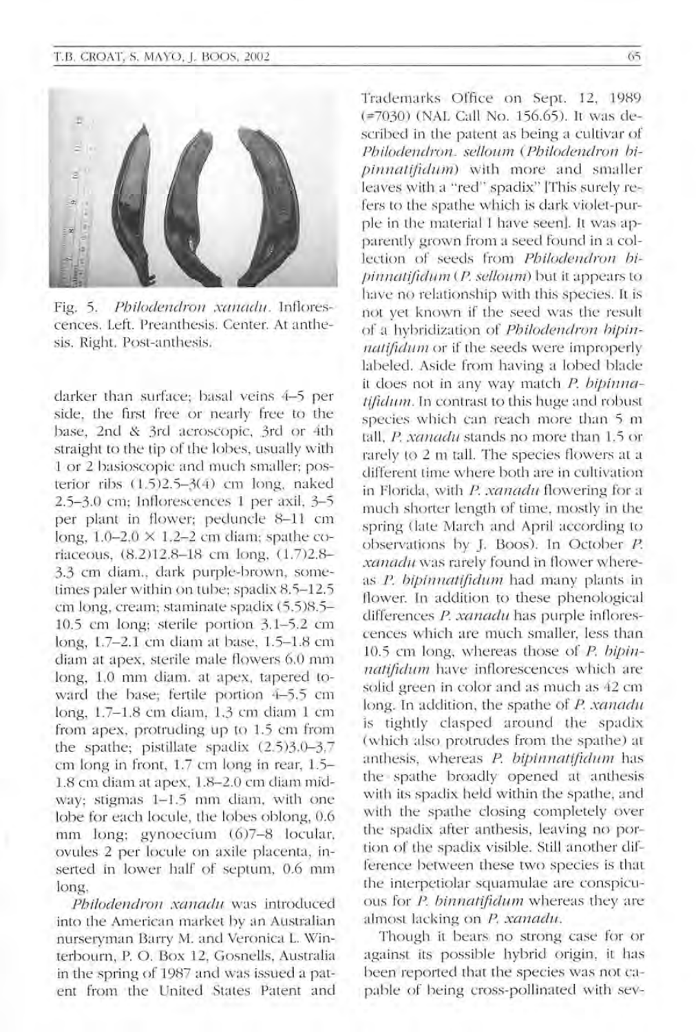Fig. 5. *Philodendron xanadu*. Inflorescences. Left. Preanthesis. Center. At anthesis. Right. Post-anthesis.

darker than surface; basal veins 4–5 per side, the first free or nearly free to the base, 2nd & 3rd acroscopic, 3rd or 4th straight to the tip of the lobes, usually with 1 or 2 basioscopic and much smaller; posterior ribs (1.5)2.5–3(4) cm long, naked 2.5–3.0 cm; Inflorescences 1 per axil, 3–5 per plant in flower; peduncle 8–11 cm long, 1.0–2.0 × 1.2–2 cm diam; spathe coriaceous, (8.2)12.8–18 cm long, (1.7)2.8–3.3 cm diam., dark purple-brown, sometimes paler within on tube; spadix 8.5–12.5 cm long, cream; staminate spadix (5.5)8.5–10.5 cm long; sterile portion 3.1–5.2 cm long, 1.7–2.1 cm diam at base, 1.5–1.8 cm diam at apex, sterile male flowers 6.0 mm long, 1.0 mm diam. at apex, tapered toward the base; fertile portion 4–5.5 cm long, 1.7–1.8 cm diam, 1.3 cm diam 1 cm from apex, protruding up to 1.5 cm from the spathe; pistillate spadix (2.5)3.0–3.7 cm long in front, 1.7 cm long in rear, 1.5–1.8 cm diam at apex, 1.8–2.0 cm diam midway; stigmas 1–1.5 mm diam, with one lobe for each locule, the lobes oblong, 0.6 mm long; gynoecium (6)7–8 locular, ovules 2 per locule on axile placenta, inserted in lower half of septum, 0.6 mm long.

*Philodendron xanadu* was introduced into the American market by an Australian nurseryman Barry M. and Veronica L. Winterbourn, P. O. Box 12, Gosnells, Australia in the spring of 1987 and was issued a patent from the United States Patent and Trademarks Office on Sept. 12, 1989 (#7030) (NAL Call No. 156.65). It was described in the patent as being a cultivar of *Philodendron. selloum* (*Philodendron bipinnatifidum*) with more and smaller leaves with a "red" spadix" [This surely refers to the spathe which is dark violet-purple in the material I have seen]. It was apparently grown from a seed found in a collection of seeds from *Philodendron bipinnatifidum* (*P. selloum*) but it appears to have no relationship with this species. It is not yet known if the seed was the result of a hybridization of *Philodendron bipinnatifidum* or if the seeds were improperly labeled. Aside from having a lobed blade it does not in any way match *P. bipinnatifidum*. In contrast to this huge and robust species which can reach more than 5 m tall, *P. xanadu* stands no more than 1.5 or rarely to 2 m tall. The species flowers at a different time where both are in cultivation in Florida, with *P. xanadu* flowering for a much shorter length of time, mostly in the spring (late March and April according to observations by J. Boos). In October *P. xanadu* was rarely found in flower whereas *P. bipinnatifidum* had many plants in flower. In addition to these phenological differences *P. xanadu* has purple inflorescences which are much smaller, less than 10.5 cm long, whereas those of *P. bipinnatifidum* have inflorescences which are solid green in color and as much as 42 cm long. In addition, the spathe of *P. xanadu* is tightly clasped around the spadix (which also protrudes from the spathe) at anthesis, whereas *P. bipinnatifidum* has the spathe broadly opened at anthesis with its spadix held within the spathe, and with the spathe closing completely over the spadix after anthesis, leaving no portion of the spadix visible. Still another difference between these two species is that the interpetiolar squamulae are conspicuous for *P. binnatifidum* whereas they are almost lacking on *P. xanadu*.

Though it bears no strong case for or against its possible hybrid origin, it has been reported that the species was not capable of being cross-pollinated with sev-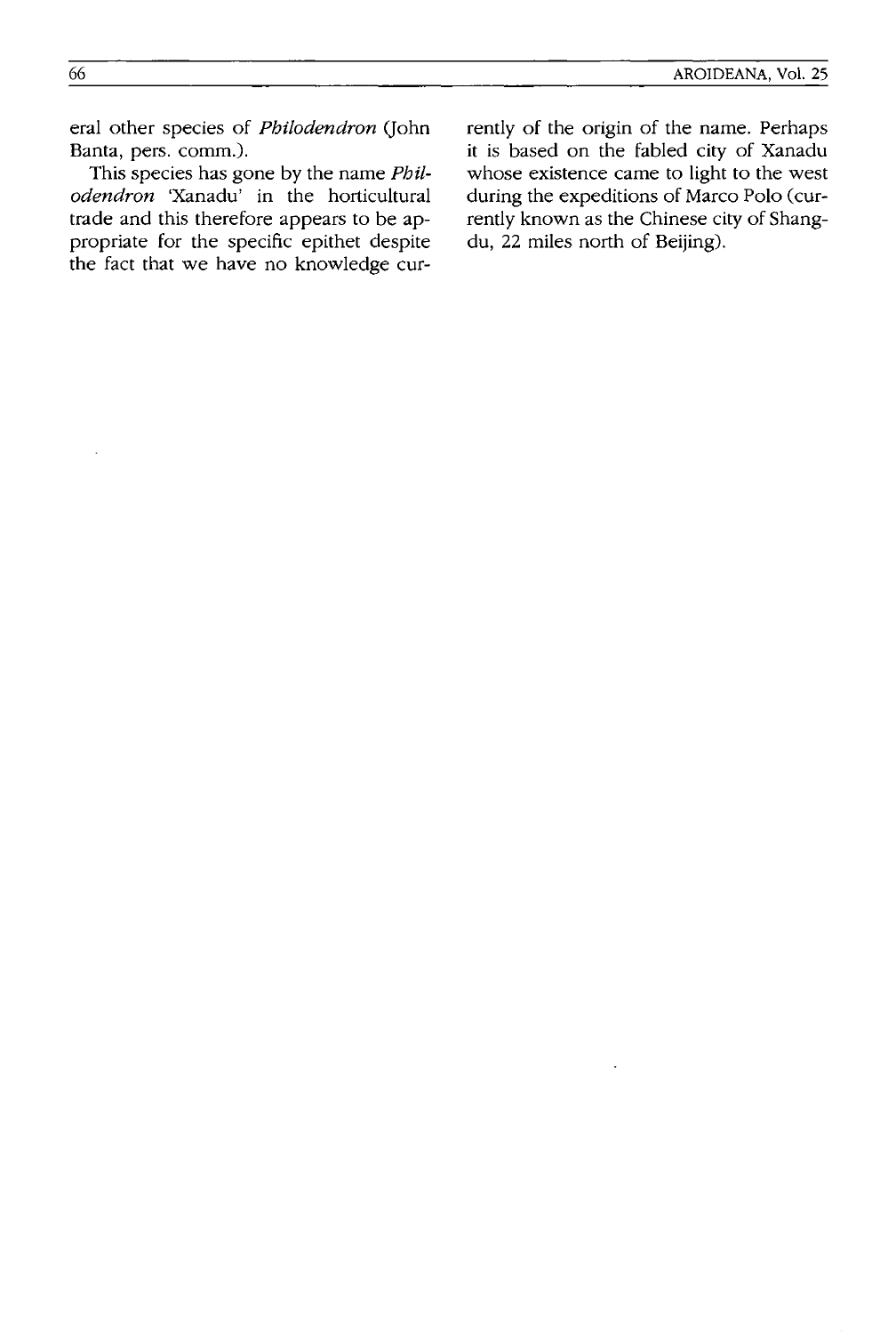eral other species of *Philodendron* (John Banta, pers. comm.).

This species has gone by the name *Philodendron* 'Xanadu' in the horticultural trade and this therefore appears to be appropriate for the specific epithet despite the fact that we have no knowledge currently of the origin of the name. Perhaps it is based on the fabled city of Xanadu whose existence came to light to the west during the expeditions of Marco Polo (currently known as the Chinese city of Shangdu, 22 miles north of Beijing).